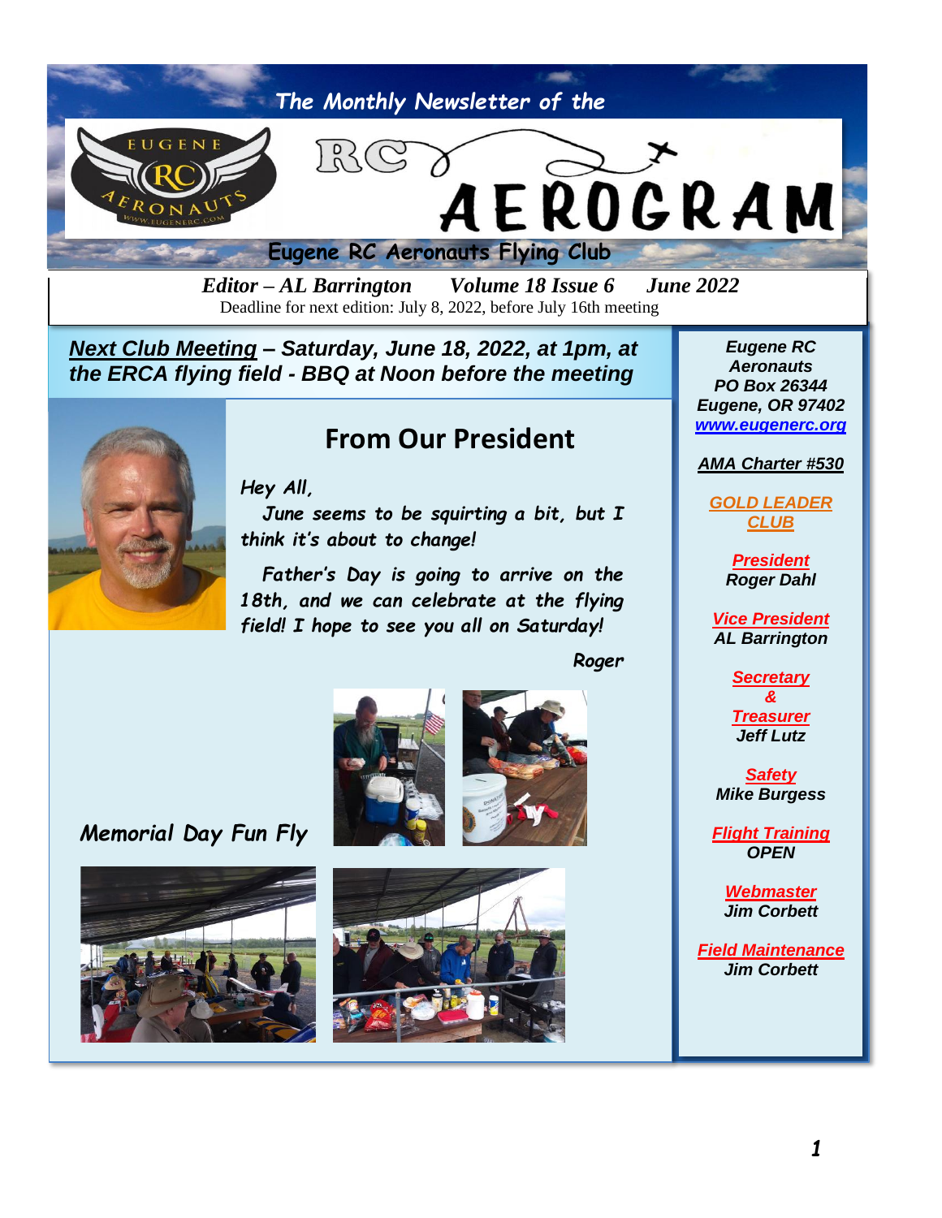# The Monthly Newsletter of the RC AEROGRAM

## Eugene RC Aeronauts Flying Club

*Editor – AL Barrington    Volume 18 Issue 6    June 2022*

Deadline for next edition: July 8, 2022, before July 16th meeting

***Next Club Meeting** – Saturday, June 18, 2022, at 1pm, at the ERCA flying field - BBQ at Noon before the meeting*

## From Our President

*Hey All,*

*June seems to be squirting a bit, but I think it's about to change!*

*Father's Day is going to arrive on the 18th, and we can celebrate at the flying field! I hope to see you all on Saturday!*

*Roger*

*Memorial Day Fun Fly*

---

**Eugene RC Aeronauts**
**PO Box 26344**
**Eugene, OR 97402**
**www.eugenerc.org**

**AMA Charter #530**

**GOLD LEADER CLUB**

**President**
Roger Dahl

**Vice President**
AL Barrington

**Secretary & Treasurer**
Jeff Lutz

**Safety**
Mike Burgess

**Flight Training**
OPEN

**Webmaster**
Jim Corbett

**Field Maintenance**
Jim Corbett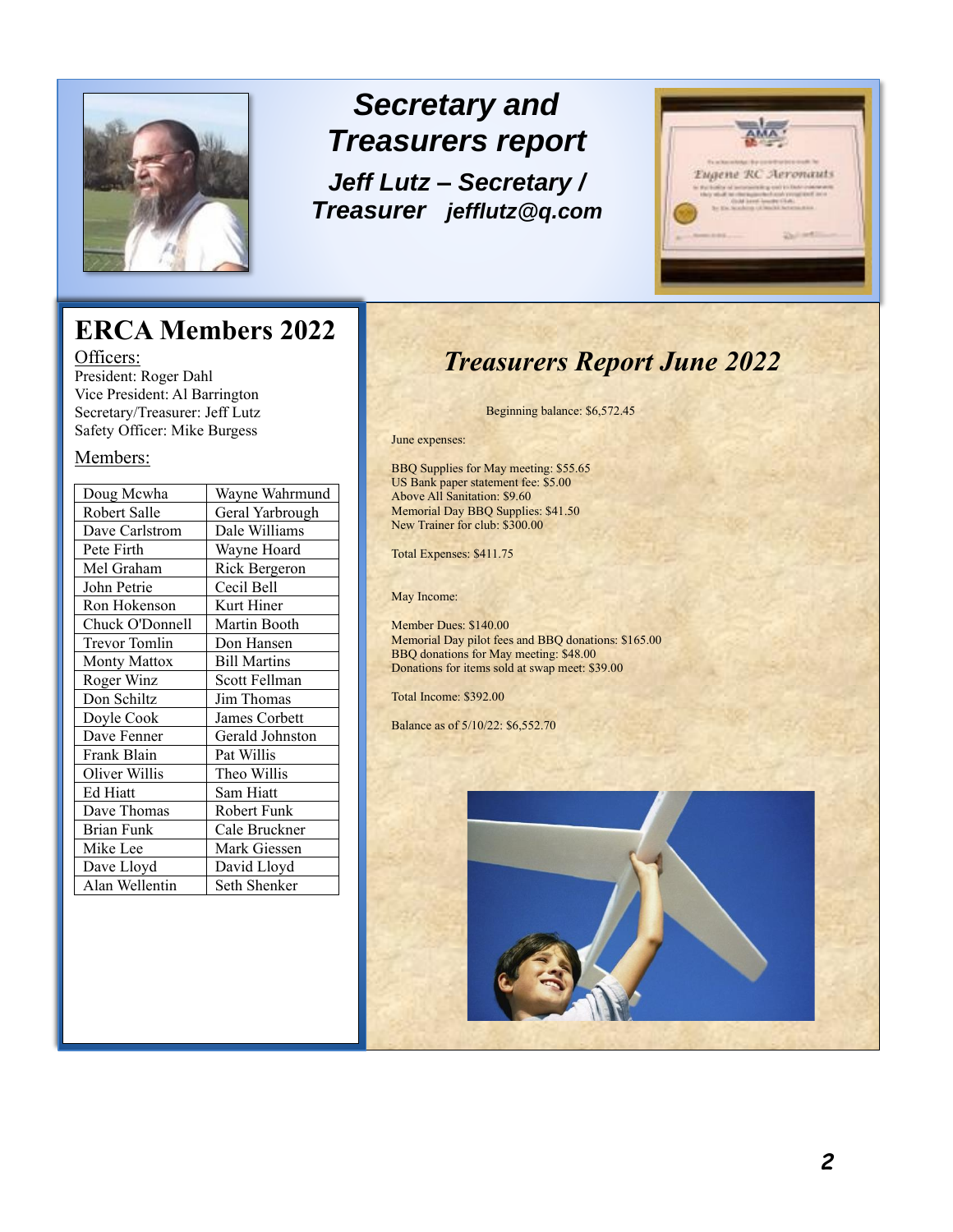# Secretary and Treasurers report

### Jeff Lutz – Secretary / Treasurer   jefflutz@q.com

## ERCA Members 2022

Officers:

President: Roger Dahl
Vice President: Al Barrington
Secretary/Treasurer: Jeff Lutz
Safety Officer: Mike Burgess

Members:

| | |
|---|---|
| Doug Mcwha | Wayne Wahrmund |
| Robert Salle | Geral Yarbrough |
| Dave Carlstrom | Dale Williams |
| Pete Firth | Wayne Hoard |
| Mel Graham | Rick Bergeron |
| John Petrie | Cecil Bell |
| Ron Hokenson | Kurt Hiner |
| Chuck O'Donnell | Martin Booth |
| Trevor Tomlin | Don Hansen |
| Monty Mattox | Bill Martins |
| Roger Winz | Scott Fellman |
| Don Schiltz | Jim Thomas |
| Doyle Cook | James Corbett |
| Dave Fenner | Gerald Johnston |
| Frank Blain | Pat Willis |
| Oliver Willis | Theo Willis |
| Ed Hiatt | Sam Hiatt |
| Dave Thomas | Robert Funk |
| Brian Funk | Cale Bruckner |
| Mike Lee | Mark Giessen |
| Dave Lloyd | David Lloyd |
| Alan Wellentin | Seth Shenker |

## *Treasurers Report June 2022*

Beginning balance: $6,572.45

June expenses:

BBQ Supplies for May meeting: $55.65
US Bank paper statement fee: $5.00
Above All Sanitation: $9.60
Memorial Day BBQ Supplies: $41.50
New Trainer for club: $300.00

Total Expenses: $411.75

May Income:

Member Dues: $140.00
Memorial Day pilot fees and BBQ donations: $165.00
BBQ donations for May meeting: $48.00
Donations for items sold at swap meet: $39.00

Total Income: $392.00

Balance as of 5/10/22: $6,552.70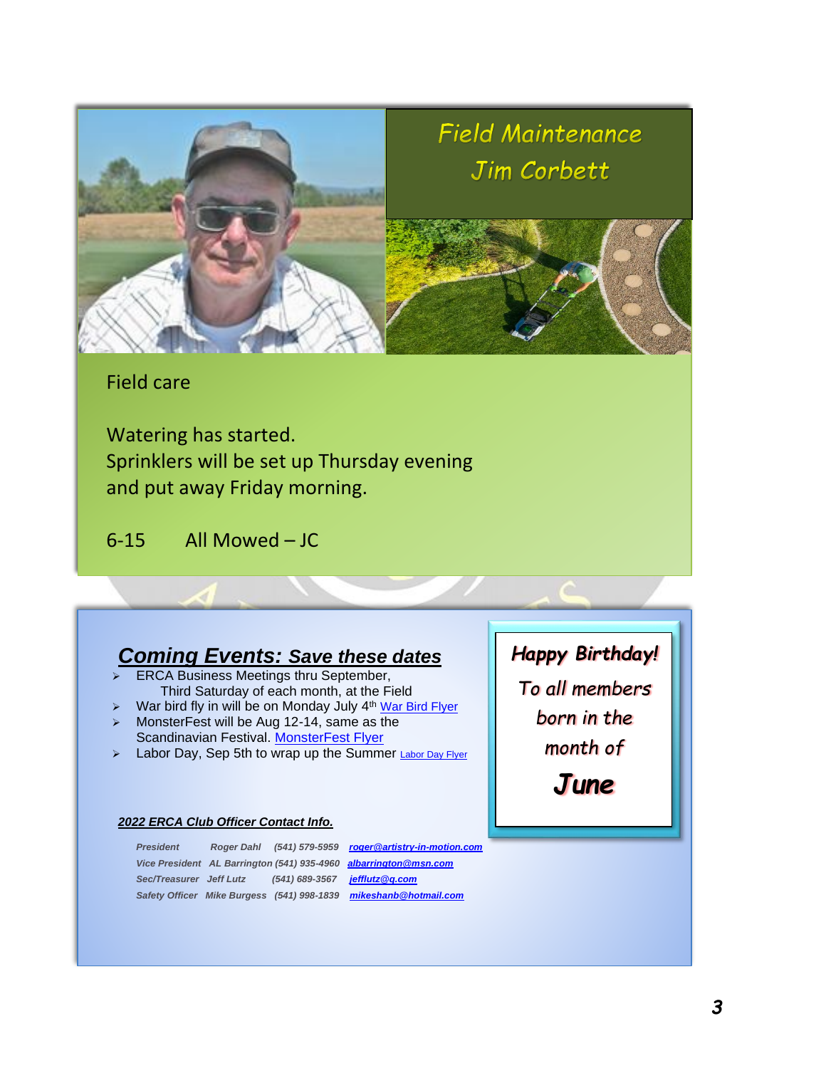## Field Maintenance

## Jim Corbett

Field care

Watering has started.
Sprinklers will be set up Thursday evening and put away Friday morning.

6-15 All Mowed – JC

## *Coming Events: Save these dates*

- ERCA Business Meetings thru September, Third Saturday of each month, at the Field
- War bird fly in will be on Monday July 4th War Bird Flyer
- MonsterFest will be Aug 12-14, same as the Scandinavian Festival. MonsterFest Flyer
- Labor Day, Sep 5th to wrap up the Summer Labor Day Flyer

***Happy Birthday!***

*To all members born in the month of*

***June***

### *2022 ERCA Club Officer Contact Info.*

| | | | |
|---|---|---|---|
| *President* | *Roger Dahl* | *(541) 579-5959* | *roger@artistry-in-motion.com* |
| *Vice President* | *AL Barrington* | *(541) 935-4960* | *albarrington@msn.com* |
| *Sec/Treasurer* | *Jeff Lutz* | *(541) 689-3567* | *jefflutz@q.com* |
| *Safety Officer* | *Mike Burgess* | *(541) 998-1839* | *mikeshanb@hotmail.com* |